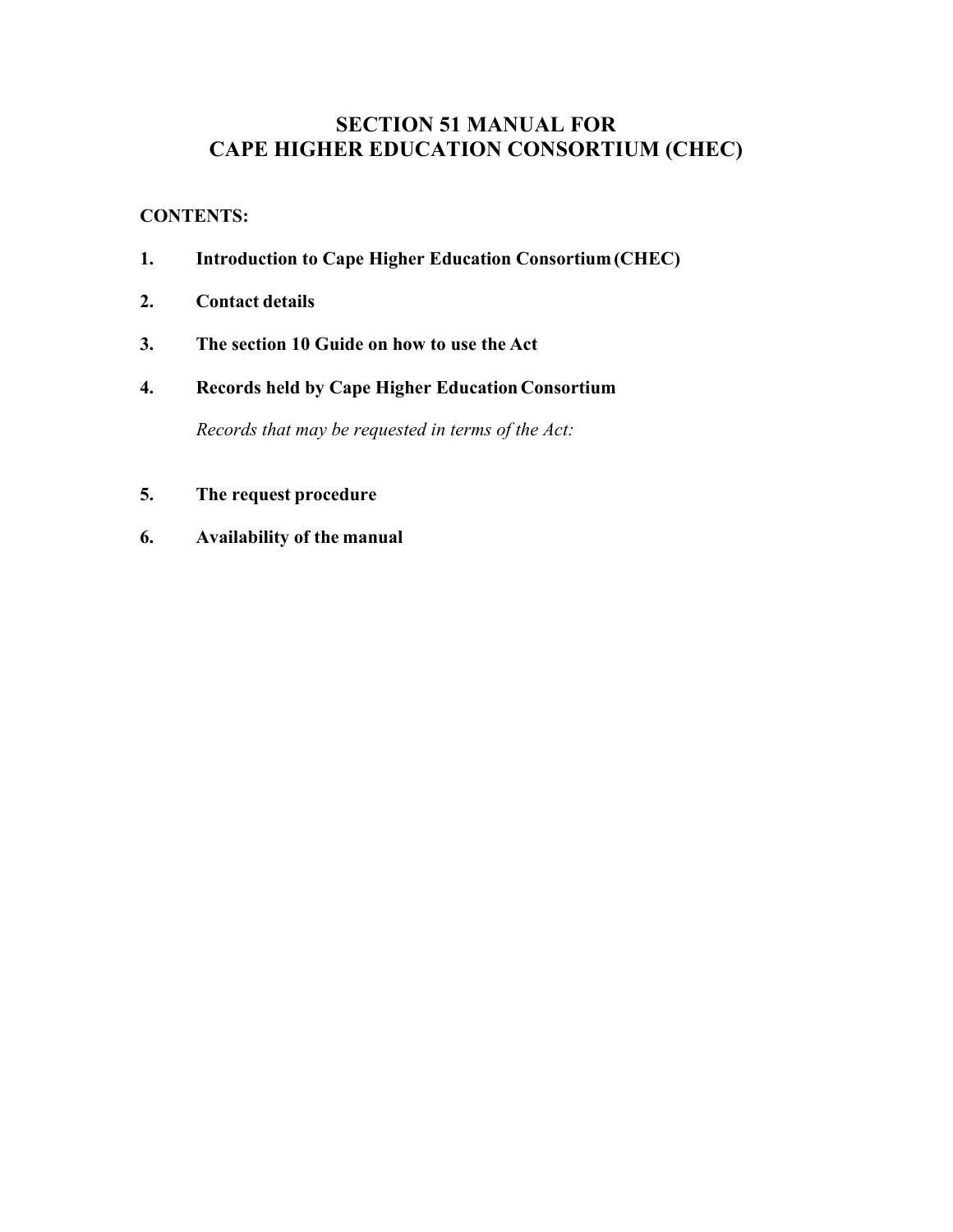# SECTION 51 MANUAL FOR CAPE HIGHER EDUCATION CONSORTIUM (CHEC)

**CONTENTS:**

1. **Introduction to Cape Higher Education Consortium (CHEC)**
2. **Contact details**
3. **The section 10 Guide on how to use the Act**
4. **Records held by Cape Higher Education Consortium**

   *Records that may be requested in terms of the Act:*

5. **The request procedure**
6. **Availability of the manual**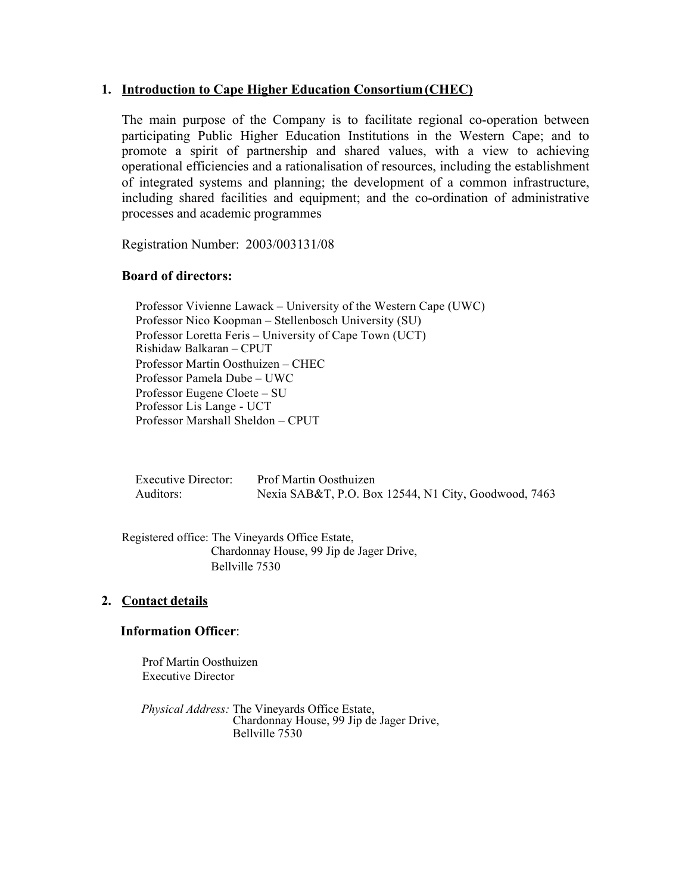## 1. Introduction to Cape Higher Education Consortium (CHEC)

The main purpose of the Company is to facilitate regional co-operation between participating Public Higher Education Institutions in the Western Cape; and to promote a spirit of partnership and shared values, with a view to achieving operational efficiencies and a rationalisation of resources, including the establishment of integrated systems and planning; the development of a common infrastructure, including shared facilities and equipment; and the co-ordination of administrative processes and academic programmes

Registration Number: 2003/003131/08

**Board of directors:**

Professor Vivienne Lawack – University of the Western Cape (UWC)
Professor Nico Koopman – Stellenbosch University (SU)
Professor Loretta Feris – University of Cape Town (UCT)
Rishidaw Balkaran – CPUT
Professor Martin Oosthuizen – CHEC
Professor Pamela Dube – UWC
Professor Eugene Cloete – SU
Professor Lis Lange - UCT
Professor Marshall Sheldon – CPUT

Executive Director: Prof Martin Oosthuizen
Auditors: Nexia SAB&T, P.O. Box 12544, N1 City, Goodwood, 7463

Registered office: The Vineyards Office Estate,
Chardonnay House, 99 Jip de Jager Drive,
Bellville 7530

## 2. Contact details

**Information Officer**:

Prof Martin Oosthuizen
Executive Director

*Physical Address:* The Vineyards Office Estate,
Chardonnay House, 99 Jip de Jager Drive,
Bellville 7530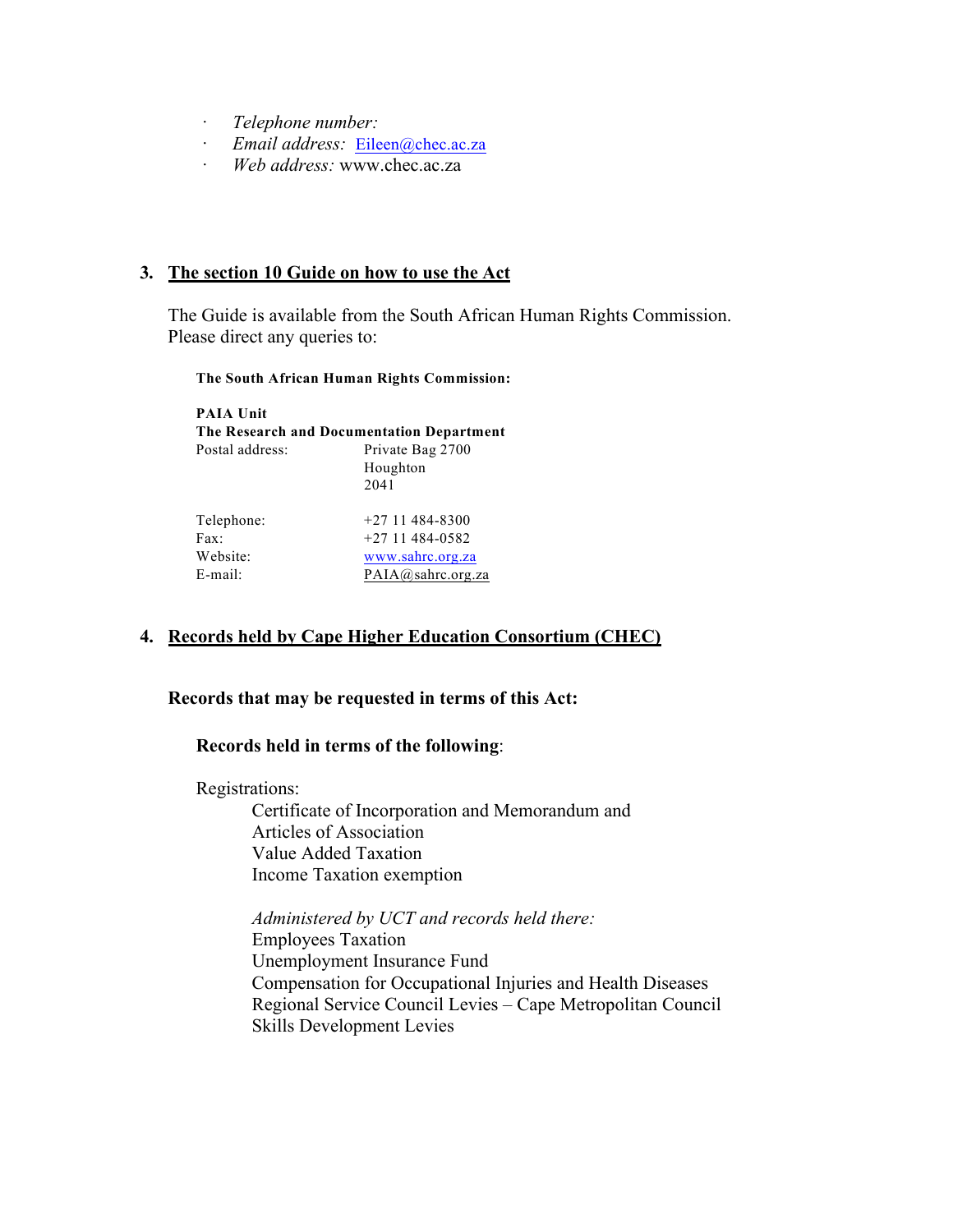- *Telephone number:*
- *Email address:* Eileen@chec.ac.za
- *Web address:* www.chec.ac.za

## 3. The section 10 Guide on how to use the Act

The Guide is available from the South African Human Rights Commission. Please direct any queries to:

**The South African Human Rights Commission:**

**PAIA Unit**
**The Research and Documentation Department**

| | |
|---|---|
| Postal address: | Private Bag 2700<br>Houghton<br>2041 |
| Telephone: | +27 11 484-8300 |
| Fax: | +27 11 484-0582 |
| Website: | www.sahrc.org.za |
| E-mail: | PAIA@sahrc.org.za |

## 4. Records held by Cape Higher Education Consortium (CHEC)

**Records that may be requested in terms of this Act:**

**Records held in terms of the following**:

Registrations:

Certificate of Incorporation and Memorandum and Articles of Association
Value Added Taxation
Income Taxation exemption

*Administered by UCT and records held there:*
Employees Taxation
Unemployment Insurance Fund
Compensation for Occupational Injuries and Health Diseases
Regional Service Council Levies – Cape Metropolitan Council
Skills Development Levies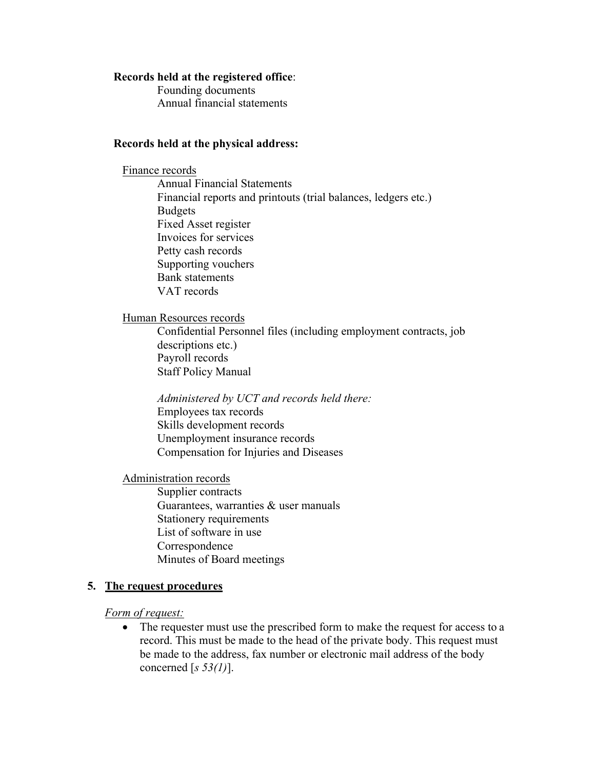**Records held at the registered office**:

Founding documents
Annual financial statements

**Records held at the physical address:**

Finance records

Annual Financial Statements
Financial reports and printouts (trial balances, ledgers etc.)
Budgets
Fixed Asset register
Invoices for services
Petty cash records
Supporting vouchers
Bank statements
VAT records

Human Resources records

Confidential Personnel files (including employment contracts, job descriptions etc.)
Payroll records
Staff Policy Manual

*Administered by UCT and records held there:*
Employees tax records
Skills development records
Unemployment insurance records
Compensation for Injuries and Diseases

Administration records

Supplier contracts
Guarantees, warranties & user manuals
Stationery requirements
List of software in use
Correspondence
Minutes of Board meetings

## 5. The request procedures

*Form of request:*

- The requester must use the prescribed form to make the request for access to a record. This must be made to the head of the private body. This request must be made to the address, fax number or electronic mail address of the body concerned [*s 53(1)*].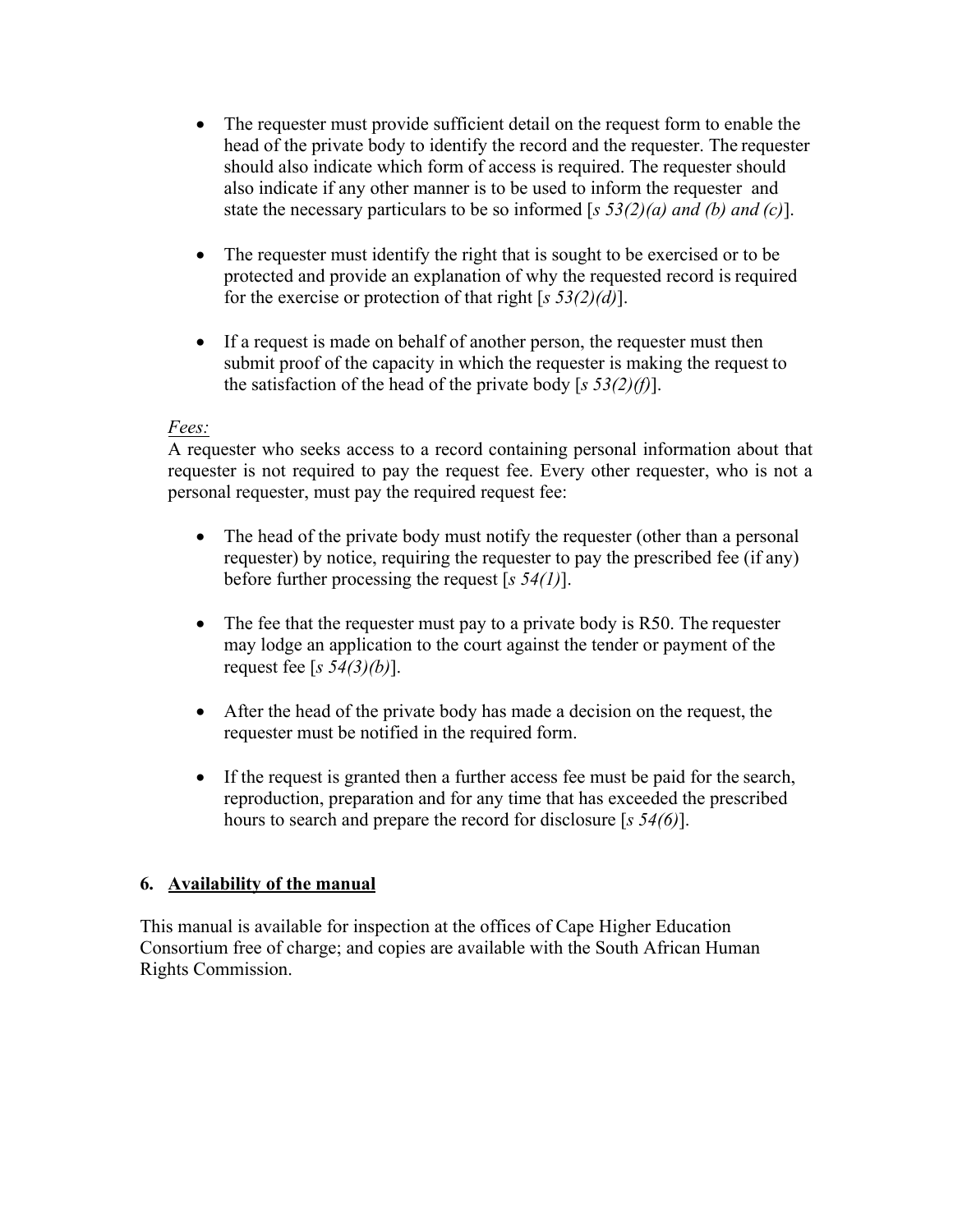- The requester must provide sufficient detail on the request form to enable the head of the private body to identify the record and the requester. The requester should also indicate which form of access is required. The requester should also indicate if any other manner is to be used to inform the requester and state the necessary particulars to be so informed [*s 53(2)(a) and (b) and (c)*].

- The requester must identify the right that is sought to be exercised or to be protected and provide an explanation of why the requested record is required for the exercise or protection of that right [*s 53(2)(d)*].

- If a request is made on behalf of another person, the requester must then submit proof of the capacity in which the requester is making the request to the satisfaction of the head of the private body [*s 53(2)(f)*].

*Fees:*

A requester who seeks access to a record containing personal information about that requester is not required to pay the request fee. Every other requester, who is not a personal requester, must pay the required request fee:

- The head of the private body must notify the requester (other than a personal requester) by notice, requiring the requester to pay the prescribed fee (if any) before further processing the request [*s 54(1)*].

- The fee that the requester must pay to a private body is R50. The requester may lodge an application to the court against the tender or payment of the request fee [*s 54(3)(b)*].

- After the head of the private body has made a decision on the request, the requester must be notified in the required form.

- If the request is granted then a further access fee must be paid for the search, reproduction, preparation and for any time that has exceeded the prescribed hours to search and prepare the record for disclosure [*s 54(6)*].

## 6. Availability of the manual

This manual is available for inspection at the offices of Cape Higher Education Consortium free of charge; and copies are available with the South African Human Rights Commission.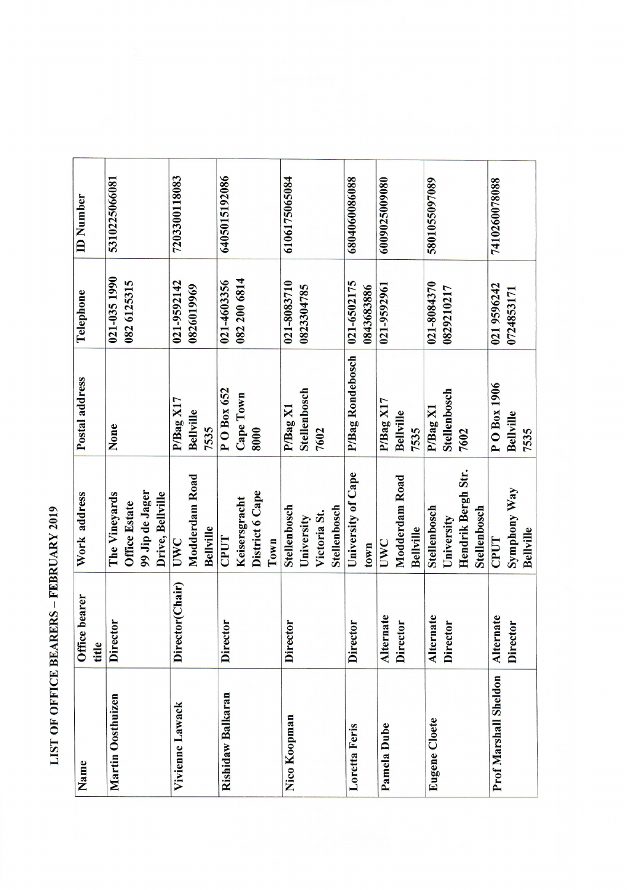# LIST OF OFFICE BEARERS – FEBRUARY 2019

| Name | Office bearer title | Work address | Postal address | Telephone | ID Number |
|---|---|---|---|---|---|
| Martin Oosthuizen | Director | The Vineyards Office Estate 99 Jip de Jager Drive, Bellville | None | 021-035 1990 082 6125315 | 5310225066081 |
| Vivienne Lawack | Director(Chair) | UWC Modderdam Road Bellville | P/Bag X17 Bellville 7535 | 021-9592142 0826019969 | 7203300118083 |
| Rishidaw Balkaran | Director | CPUT Keisersgracht District 6 Cape Town | P O Box 652 Cape Town 8000 | 021-4603356 082 200 6814 | 6405015192086 |
| Nico Koopman | Director | Stellenbosch University Victoria St. Stellenbosch | P/Bag X1 Stellenbosch 7602 | 021-8083710 0823304785 | 6106175065084 |
| Loretta Feris | Director | University of Cape town | P/Bag Rondebosch | 021-6502175 0843683886 | 6804060086088 |
| Pamela Dube | Alternate Director | UWC Modderdam Road Bellville | P/Bag X17 Bellville 7535 | 021-9592961 | 6009025009080 |
| Eugene Cloete | Alternate Director | Stellenbosch University Hendrik Bergh Str. Stellenbosch | P/Bag X1 Stellenbosch 7602 | 021-8084370 0829210217 | 5801055097089 |
| Prof Marshall Sheldon | Alternate Director | CPUT Symphony Way Bellville | P O Box 1906 Bellville 7535 | 021 9596242 0724853171 | 7410260078088 |